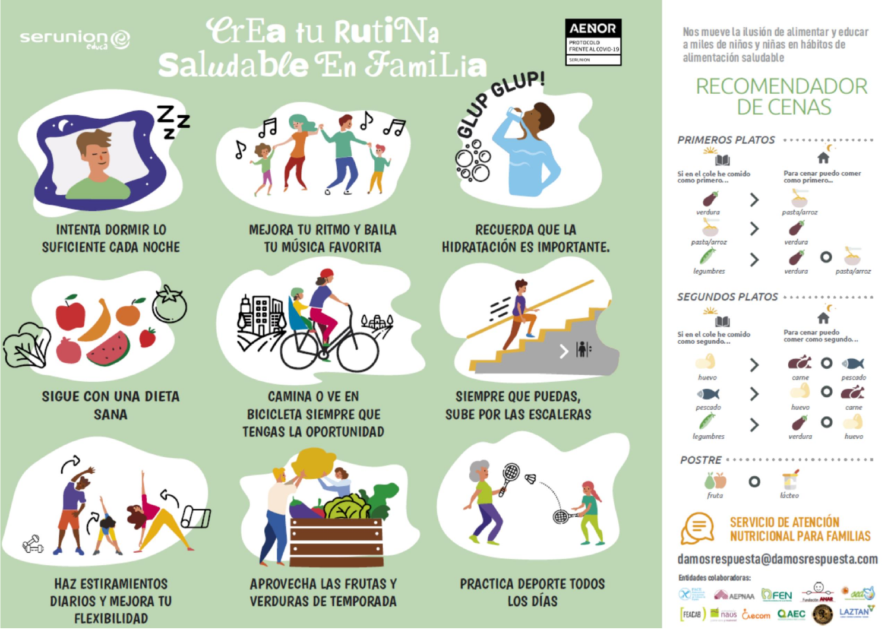serunion educa

# CrEa tu RutiNa Saludable En FamiLia

AENOR
PROTOCOLO FRENTE AL COVID-19
SERUNION

INTENTA DORMIR LO SUFICIENTE CADA NOCHE

MEJORA TU RITMO Y BAILA TU MÚSICA FAVORITA

GLUP GLUP!

RECUERDA QUE LA HIDRATACIÓN ES IMPORTANTE.

SIGUE CON UNA DIETA SANA

CAMINA O VE EN BICICLETA SIEMPRE QUE TENGAS LA OPORTUNIDAD

SIEMPRE QUE PUEDAS, SUBE POR LAS ESCALERAS

HAZ ESTIRAMIENTOS DIARIOS Y MEJORA TU FLEXIBILIDAD

APROVECHA LAS FRUTAS Y VERDURAS DE TEMPORADA

PRACTICA DEPORTE TODOS LOS DÍAS

Nos mueve la ilusión de alimentar y educar a miles de niños y niñas en hábitos de alimentación saludable

## RECOMENDADOR DE CENAS

### PRIMEROS PLATOS

| Si en el cole he comido como primero... | | Para cenar puedo comer como primero... |
|---|---|---|
| verdura | > | pasta/arroz |
| pasta/arroz | > | verdura |
| legumbres | > | verdura o pasta/arroz |

### SEGUNDOS PLATOS

| Si en el cole he comido como segundo... | | Para cenar puedo comer como segundo... |
|---|---|---|
| huevo | > | carne o pescado |
| pescado | > | huevo o carne |
| legumbres | > | verdura o huevo |

### POSTRE

fruta o lácteo

**SERVICIO DE ATENCIÓN NUTRICIONAL PARA FAMILIAS**

damosrespuesta@damosrespuesta.com

Entidades colaboradoras:

AEPNAA, FEN, Fundación ANAR, FEACAB, naus, Aecom, AEC, LAZTAN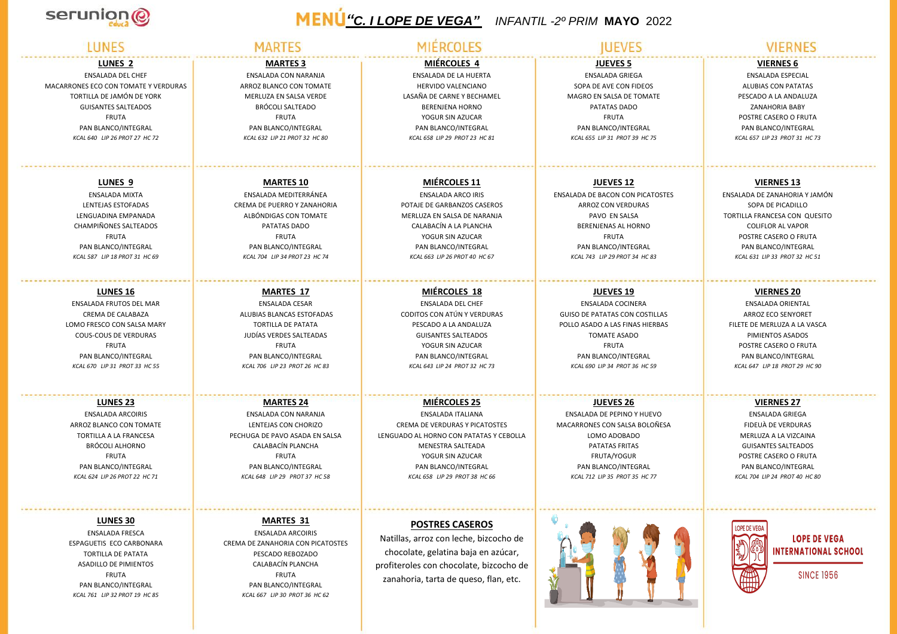# MENÚ *"C. I LOPE DE VEGA"* *INFANTIL -2º PRIM* **MAYO** 2022

| LUNES | MARTES | MIÉRCOLES | JUEVES | VIERNES |
|---|---|---|---|---|
| **LUNES 2**<br>ENSALADA DEL CHEF<br>MACARRONES ECO CON TOMATE Y VERDURAS<br>TORTILLA DE JAMÓN DE YORK<br>GUISANTES SALTEADOS<br>FRUTA<br>PAN BLANCO/INTEGRAL<br>*KCAL 640 LIP 26 PROT 27 HC 72* | **MARTES 3**<br>ENSALADA CON NARANJA<br>ARROZ BLANCO CON TOMATE<br>MERLUZA EN SALSA VERDE<br>BRÓCOLI SALTEADO<br>FRUTA<br>PAN BLANCO/INTEGRAL<br>*KCAL 632 LIP 21 PROT 32 HC 80* | **MIÉRCOLES 4**<br>ENSALADA DE LA HUERTA<br>HERVIDO VALENCIANO<br>LASAÑA DE CARNE Y BECHAMEL<br>BERENJENA HORNO<br>YOGUR SIN AZUCAR<br>PAN BLANCO/INTEGRAL<br>*KCAL 658 LIP 29 PROT 23 HC 81* | **JUEVES 5**<br>ENSALADA GRIEGA<br>SOPA DE AVE CON FIDEOS<br>MAGRO EN SALSA DE TOMATE<br>PATATAS DADO<br>FRUTA<br>PAN BLANCO/INTEGRAL<br>*KCAL 655 LIP 31 PROT 39 HC 75* | **VIERNES 6**<br>ENSALADA ESPECIAL<br>ALUBIAS CON PATATAS<br>PESCADO A LA ANDALUZA<br>ZANAHORIA BABY<br>POSTRE CASERO O FRUTA<br>PAN BLANCO/INTEGRAL<br>*KCAL 657 LIP 23 PROT 31 HC 73* |
| **LUNES 9**<br>ENSALADA MIXTA<br>LENTEJAS ESTOFADAS<br>LENGUADINA EMPANADA<br>CHAMPIÑONES SALTEADOS<br>FRUTA<br>PAN BLANCO/INTEGRAL<br>*KCAL 587 LIP 18 PROT 31 HC 69* | **MARTES 10**<br>ENSALADA MEDITERRÁNEA<br>CREMA DE PUERRO Y ZANAHORIA<br>ALBÓNDIGAS CON TOMATE<br>PATATAS DADO<br>FRUTA<br>PAN BLANCO/INTEGRAL<br>*KCAL 704 LIP 34 PROT 23 HC 74* | **MIÉRCOLES 11**<br>ENSALADA ARCO IRIS<br>POTAJE DE GARBANZOS CASEROS<br>MERLUZA EN SALSA DE NARANJA<br>CALABACÍN A LA PLANCHA<br>YOGUR SIN AZUCAR<br>PAN BLANCO/INTEGRAL<br>*KCAL 663 LIP 26 PROT 40 HC 67* | **JUEVES 12**<br>ENSALADA DE BACON CON PICATOSTES<br>ARROZ CON VERDURAS<br>PAVO EN SALSA<br>BERENJENAS AL HORNO<br>FRUTA<br>PAN BLANCO/INTEGRAL<br>*KCAL 743 LIP 29 PROT 34 HC 83* | **VIERNES 13**<br>ENSALADA DE ZANAHORIA Y JAMÓN<br>SOPA DE PICADILLO<br>TORTILLA FRANCESA CON QUESITO<br>COLIFLOR AL VAPOR<br>POSTRE CASERO O FRUTA<br>PAN BLANCO/INTEGRAL<br>*KCAL 631 LIP 33 PROT 32 HC 51* |
| **LUNES 16**<br>ENSALADA FRUTOS DEL MAR<br>CREMA DE CALABAZA<br>LOMO FRESCO CON SALSA MARY<br>COUS-COUS DE VERDURAS<br>FRUTA<br>PAN BLANCO/INTEGRAL<br>*KCAL 670 LIP 31 PROT 33 HC 55* | **MARTES 17**<br>ENSALADA CESAR<br>ALUBIAS BLANCAS ESTOFADAS<br>TORTILLA DE PATATA<br>JUDÍAS VERDES SALTEADAS<br>FRUTA<br>PAN BLANCO/INTEGRAL<br>*KCAL 706 LIP 23 PROT 26 HC 83* | **MIÉRCOLES 18**<br>ENSALADA DEL CHEF<br>CODITOS CON ATÚN Y VERDURAS<br>PESCADO A LA ANDALUZA<br>GUISANTES SALTEADOS<br>YOGUR SIN AZUCAR<br>PAN BLANCO/INTEGRAL<br>*KCAL 643 LIP 24 PROT 32 HC 73* | **JUEVES 19**<br>ENSALADA COCINERA<br>GUISO DE PATATAS CON COSTILLAS<br>POLLO ASADO A LAS FINAS HIERBAS<br>TOMATE ASADO<br>FRUTA<br>PAN BLANCO/INTEGRAL<br>*KCAL 690 LIP 34 PROT 36 HC 59* | **VIERNES 20**<br>ENSALADA ORIENTAL<br>ARROZ ECO SENYORET<br>FILETE DE MERLUZA A LA VASCA<br>PIMIENTOS ASADOS<br>POSTRE CASERO O FRUTA<br>PAN BLANCO/INTEGRAL<br>*KCAL 647 LIP 18 PROT 29 HC 90* |
| **LUNES 23**<br>ENSALADA ARCOIRIS<br>ARROZ BLANCO CON TOMATE<br>TORTILLA A LA FRANCESA<br>BRÓCOLI ALHORNO<br>FRUTA<br>PAN BLANCO/INTEGRAL<br>*KCAL 624 LIP 26 PROT 22 HC 71* | **MARTES 24**<br>ENSALADA CON NARANJA<br>LENTEJAS CON CHORIZO<br>PECHUGA DE PAVO ASADA EN SALSA<br>CALABACÍN PLANCHA<br>FRUTA<br>PAN BLANCO/INTEGRAL<br>*KCAL 648 LIP 29 PROT 37 HC 58* | **MIÉRCOLES 25**<br>ENSALADA ITALIANA<br>CREMA DE VERDURAS Y PICATOSTES<br>LENGUADO AL HORNO CON PATATAS Y CEBOLLA<br>MENESTRA SALTEADA<br>YOGUR SIN AZUCAR<br>PAN BLANCO/INTEGRAL<br>*KCAL 658 LIP 29 PROT 38 HC 66* | **JUEVES 26**<br>ENSALADA DE PEPINO Y HUEVO<br>MACARRONES CON SALSA BOLOÑESA<br>LOMO ADOBADO<br>PATATAS FRITAS<br>FRUTA/YOGUR<br>PAN BLANCO/INTEGRAL<br>*KCAL 712 LIP 35 PROT 35 HC 77* | **VIERNES 27**<br>ENSALADA GRIEGA<br>FIDEUÀ DE VERDURAS<br>MERLUZA A LA VIZCAINA<br>GUISANTES SALTEADOS<br>POSTRE CASERO O FRUTA<br>PAN BLANCO/INTEGRAL<br>*KCAL 704 LIP 24 PROT 40 HC 80* |
| **LUNES 30**<br>ENSALADA FRESCA<br>ESPAGUETIS ECO CARBONARA<br>TORTILLA DE PATATA<br>ASADILLO DE PIMIENTOS<br>FRUTA<br>PAN BLANCO/INTEGRAL<br>*KCAL 761 LIP 32 PROT 19 HC 85* | **MARTES 31**<br>ENSALADA ARCOIRIS<br>CREMA DE ZANAHORIA CON PICATOSTES<br>PESCADO REBOZADO<br>CALABACÍN PLANCHA<br>FRUTA<br>PAN BLANCO/INTEGRAL<br>*KCAL 667 LIP 30 PROT 36 HC 62* | **POSTRES CASEROS**<br>Natillas, arroz con leche, bizcocho de chocolate, gelatina baja en azúcar, profiteroles con chocolate, bizcocho de zanahoria, tarta de queso, flan, etc. | | |

LOPE DE VEGA INTERNATIONAL SCHOOL

SINCE 1956